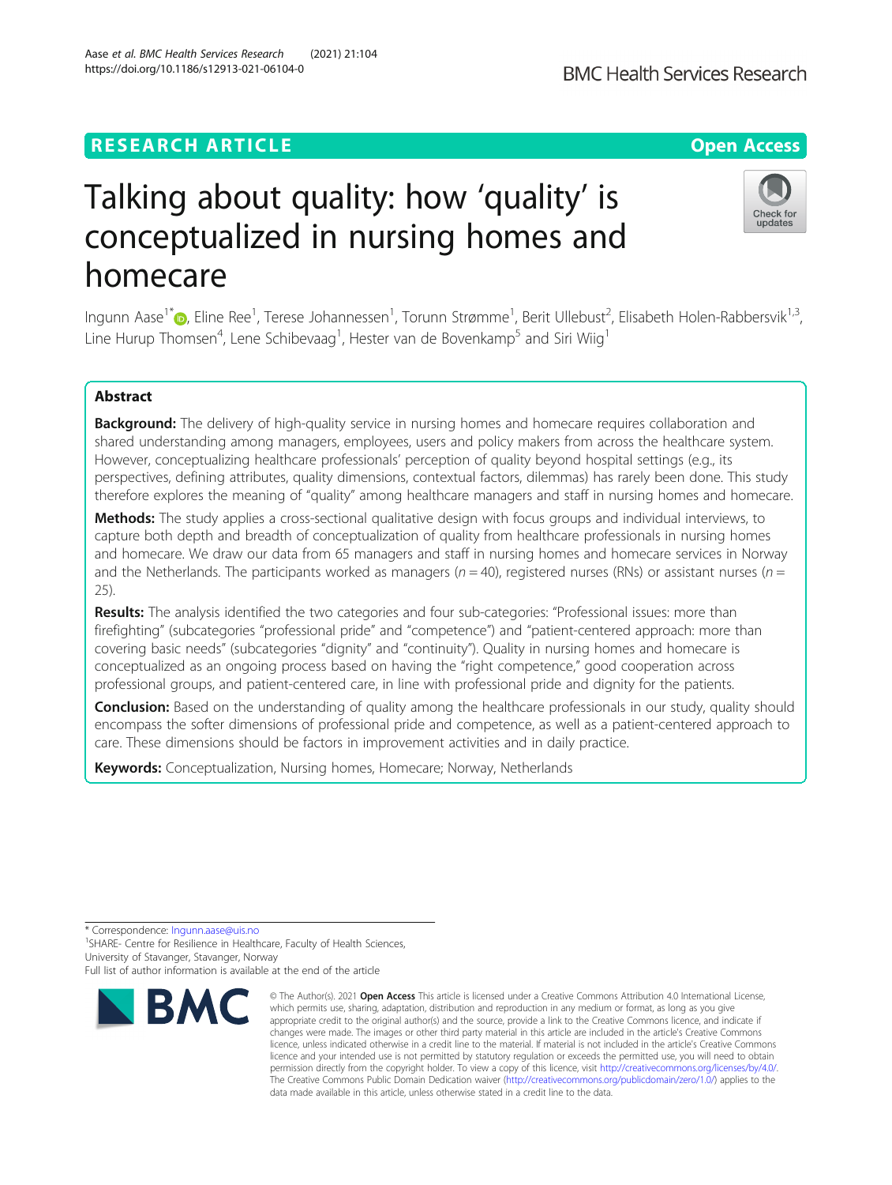RESEARCH ARTICLE

Open Access

# Talking about quality: how 'quality' is conceptualized in nursing homes and homecare

Ingunn Aase[1*], Eline Ree[1], Terese Johannessen[1], Torunn Strømme[1], Berit Ullebust[2], Elisabeth Holen-Rabbersvik[1,3], Line Hurup Thomsen[4], Lene Schibevaag[1], Hester van de Bovenkamp[5] and Siri Wiig[1]

## Abstract

**Background:** The delivery of high-quality service in nursing homes and homecare requires collaboration and shared understanding among managers, employees, users and policy makers from across the healthcare system. However, conceptualizing healthcare professionals' perception of quality beyond hospital settings (e.g., its perspectives, defining attributes, quality dimensions, contextual factors, dilemmas) has rarely been done. This study therefore explores the meaning of "quality" among healthcare managers and staff in nursing homes and homecare.

**Methods:** The study applies a cross-sectional qualitative design with focus groups and individual interviews, to capture both depth and breadth of conceptualization of quality from healthcare professionals in nursing homes and homecare. We draw our data from 65 managers and staff in nursing homes and homecare services in Norway and the Netherlands. The participants worked as managers ($n = 40$), registered nurses (RNs) or assistant nurses ($n = 25$).

**Results:** The analysis identified the two categories and four sub-categories: "Professional issues: more than firefighting" (subcategories "professional pride" and "competence") and "patient-centered approach: more than covering basic needs" (subcategories "dignity" and "continuity"). Quality in nursing homes and homecare is conceptualized as an ongoing process based on having the "right competence," good cooperation across professional groups, and patient-centered care, in line with professional pride and dignity for the patients.

**Conclusion:** Based on the understanding of quality among the healthcare professionals in our study, quality should encompass the softer dimensions of professional pride and competence, as well as a patient-centered approach to care. These dimensions should be factors in improvement activities and in daily practice.

**Keywords:** Conceptualization, Nursing homes, Homecare; Norway, Netherlands

* Correspondence: Ingunn.aase@uis.no
[1]SHARE- Centre for Resilience in Healthcare, Faculty of Health Sciences, University of Stavanger, Stavanger, Norway
Full list of author information is available at the end of the article

© The Author(s). 2021 **Open Access** This article is licensed under a Creative Commons Attribution 4.0 International License, which permits use, sharing, adaptation, distribution and reproduction in any medium or format, as long as you give appropriate credit to the original author(s) and the source, provide a link to the Creative Commons licence, and indicate if changes were made. The images or other third party material in this article are included in the article's Creative Commons licence, unless indicated otherwise in a credit line to the material. If material is not included in the article's Creative Commons licence and your intended use is not permitted by statutory regulation or exceeds the permitted use, you will need to obtain permission directly from the copyright holder. To view a copy of this licence, visit http://creativecommons.org/licenses/by/4.0/. The Creative Commons Public Domain Dedication waiver (http://creativecommons.org/publicdomain/zero/1.0/) applies to the data made available in this article, unless otherwise stated in a credit line to the data.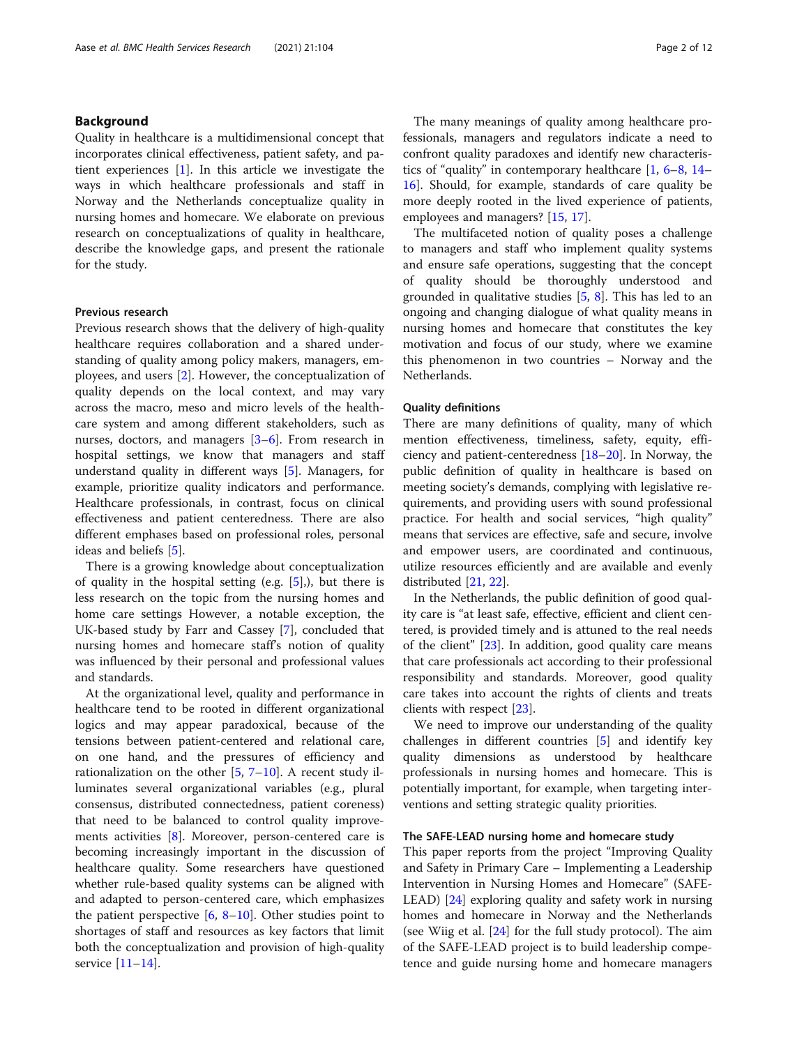## Background

Quality in healthcare is a multidimensional concept that incorporates clinical effectiveness, patient safety, and patient experiences [1]. In this article we investigate the ways in which healthcare professionals and staff in Norway and the Netherlands conceptualize quality in nursing homes and homecare. We elaborate on previous research on conceptualizations of quality in healthcare, describe the knowledge gaps, and present the rationale for the study.

### Previous research

Previous research shows that the delivery of high-quality healthcare requires collaboration and a shared understanding of quality among policy makers, managers, employees, and users [2]. However, the conceptualization of quality depends on the local context, and may vary across the macro, meso and micro levels of the healthcare system and among different stakeholders, such as nurses, doctors, and managers [3–6]. From research in hospital settings, we know that managers and staff understand quality in different ways [5]. Managers, for example, prioritize quality indicators and performance. Healthcare professionals, in contrast, focus on clinical effectiveness and patient centeredness. There are also different emphases based on professional roles, personal ideas and beliefs [5].

There is a growing knowledge about conceptualization of quality in the hospital setting (e.g. [5],), but there is less research on the topic from the nursing homes and home care settings However, a notable exception, the UK-based study by Farr and Cassey [7], concluded that nursing homes and homecare staff's notion of quality was influenced by their personal and professional values and standards.

At the organizational level, quality and performance in healthcare tend to be rooted in different organizational logics and may appear paradoxical, because of the tensions between patient-centered and relational care, on one hand, and the pressures of efficiency and rationalization on the other [5, 7–10]. A recent study illuminates several organizational variables (e.g., plural consensus, distributed connectedness, patient coreness) that need to be balanced to control quality improvements activities [8]. Moreover, person-centered care is becoming increasingly important in the discussion of healthcare quality. Some researchers have questioned whether rule-based quality systems can be aligned with and adapted to person-centered care, which emphasizes the patient perspective [6, 8–10]. Other studies point to shortages of staff and resources as key factors that limit both the conceptualization and provision of high-quality service [11–14].

The many meanings of quality among healthcare professionals, managers and regulators indicate a need to confront quality paradoxes and identify new characteristics of "quality" in contemporary healthcare [1, 6–8, 14–16]. Should, for example, standards of care quality be more deeply rooted in the lived experience of patients, employees and managers? [15, 17].

The multifaceted notion of quality poses a challenge to managers and staff who implement quality systems and ensure safe operations, suggesting that the concept of quality should be thoroughly understood and grounded in qualitative studies [5, 8]. This has led to an ongoing and changing dialogue of what quality means in nursing homes and homecare that constitutes the key motivation and focus of our study, where we examine this phenomenon in two countries – Norway and the Netherlands.

### Quality definitions

There are many definitions of quality, many of which mention effectiveness, timeliness, safety, equity, efficiency and patient-centeredness [18–20]. In Norway, the public definition of quality in healthcare is based on meeting society's demands, complying with legislative requirements, and providing users with sound professional practice. For health and social services, "high quality" means that services are effective, safe and secure, involve and empower users, are coordinated and continuous, utilize resources efficiently and are available and evenly distributed [21, 22].

In the Netherlands, the public definition of good quality care is "at least safe, effective, efficient and client centered, is provided timely and is attuned to the real needs of the client" [23]. In addition, good quality care means that care professionals act according to their professional responsibility and standards. Moreover, good quality care takes into account the rights of clients and treats clients with respect [23].

We need to improve our understanding of the quality challenges in different countries [5] and identify key quality dimensions as understood by healthcare professionals in nursing homes and homecare. This is potentially important, for example, when targeting interventions and setting strategic quality priorities.

### The SAFE-LEAD nursing home and homecare study

This paper reports from the project "Improving Quality and Safety in Primary Care – Implementing a Leadership Intervention in Nursing Homes and Homecare" (SAFE-LEAD) [24] exploring quality and safety work in nursing homes and homecare in Norway and the Netherlands (see Wiig et al. [24] for the full study protocol). The aim of the SAFE-LEAD project is to build leadership competence and guide nursing home and homecare managers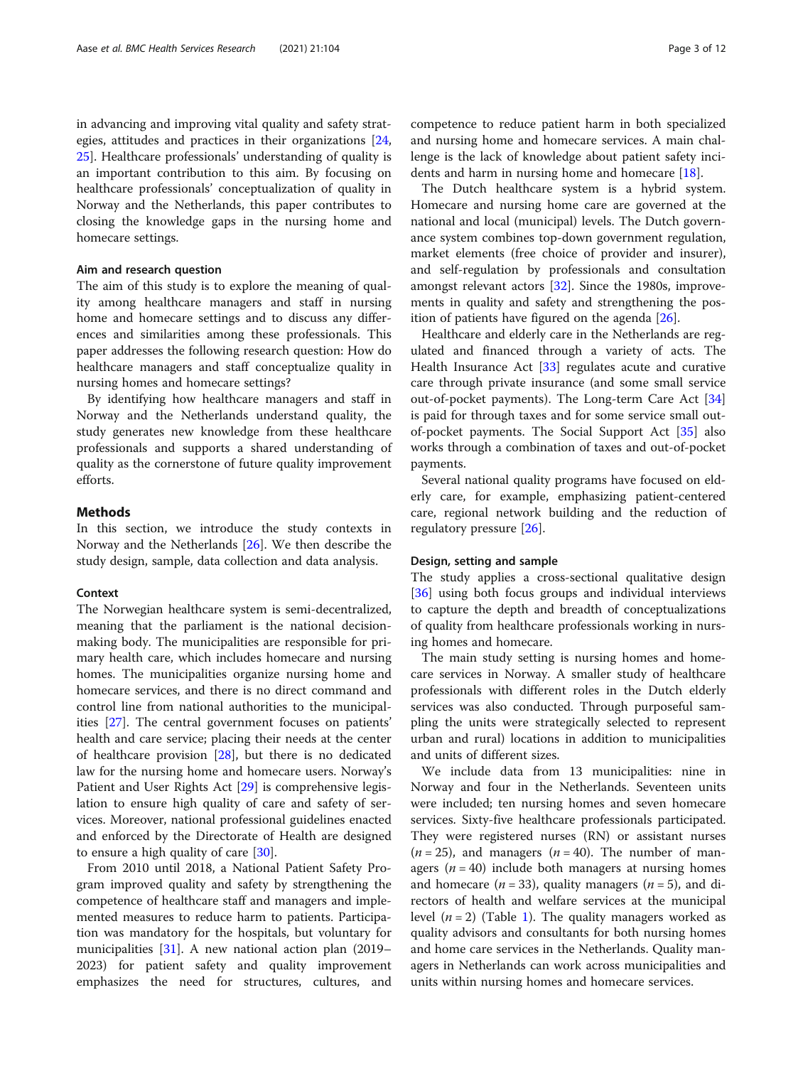in advancing and improving vital quality and safety strategies, attitudes and practices in their organizations [24, 25]. Healthcare professionals' understanding of quality is an important contribution to this aim. By focusing on healthcare professionals' conceptualization of quality in Norway and the Netherlands, this paper contributes to closing the knowledge gaps in the nursing home and homecare settings.

### Aim and research question

The aim of this study is to explore the meaning of quality among healthcare managers and staff in nursing home and homecare settings and to discuss any differences and similarities among these professionals. This paper addresses the following research question: How do healthcare managers and staff conceptualize quality in nursing homes and homecare settings?

By identifying how healthcare managers and staff in Norway and the Netherlands understand quality, the study generates new knowledge from these healthcare professionals and supports a shared understanding of quality as the cornerstone of future quality improvement efforts.

## Methods

In this section, we introduce the study contexts in Norway and the Netherlands [26]. We then describe the study design, sample, data collection and data analysis.

### Context

The Norwegian healthcare system is semi-decentralized, meaning that the parliament is the national decision-making body. The municipalities are responsible for primary health care, which includes homecare and nursing homes. The municipalities organize nursing home and homecare services, and there is no direct command and control line from national authorities to the municipalities [27]. The central government focuses on patients' health and care service; placing their needs at the center of healthcare provision [28], but there is no dedicated law for the nursing home and homecare users. Norway's Patient and User Rights Act [29] is comprehensive legislation to ensure high quality of care and safety of services. Moreover, national professional guidelines enacted and enforced by the Directorate of Health are designed to ensure a high quality of care [30].

From 2010 until 2018, a National Patient Safety Program improved quality and safety by strengthening the competence of healthcare staff and managers and implemented measures to reduce harm to patients. Participation was mandatory for the hospitals, but voluntary for municipalities [31]. A new national action plan (2019–2023) for patient safety and quality improvement emphasizes the need for structures, cultures, and competence to reduce patient harm in both specialized and nursing home and homecare services. A main challenge is the lack of knowledge about patient safety incidents and harm in nursing home and homecare [18].

The Dutch healthcare system is a hybrid system. Homecare and nursing home care are governed at the national and local (municipal) levels. The Dutch governance system combines top-down government regulation, market elements (free choice of provider and insurer), and self-regulation by professionals and consultation amongst relevant actors [32]. Since the 1980s, improvements in quality and safety and strengthening the position of patients have figured on the agenda [26].

Healthcare and elderly care in the Netherlands are regulated and financed through a variety of acts. The Health Insurance Act [33] regulates acute and curative care through private insurance (and some small service out-of-pocket payments). The Long-term Care Act [34] is paid for through taxes and for some service small out-of-pocket payments. The Social Support Act [35] also works through a combination of taxes and out-of-pocket payments.

Several national quality programs have focused on elderly care, for example, emphasizing patient-centered care, regional network building and the reduction of regulatory pressure [26].

### Design, setting and sample

The study applies a cross-sectional qualitative design [36] using both focus groups and individual interviews to capture the depth and breadth of conceptualizations of quality from healthcare professionals working in nursing homes and homecare.

The main study setting is nursing homes and homecare services in Norway. A smaller study of healthcare professionals with different roles in the Dutch elderly services was also conducted. Through purposeful sampling the units were strategically selected to represent urban and rural) locations in addition to municipalities and units of different sizes.

We include data from 13 municipalities: nine in Norway and four in the Netherlands. Seventeen units were included; ten nursing homes and seven homecare services. Sixty-five healthcare professionals participated. They were registered nurses (RN) or assistant nurses ($n = 25$), and managers ($n = 40$). The number of managers ($n = 40$) include both managers at nursing homes and homecare ($n = 33$), quality managers ($n = 5$), and directors of health and welfare services at the municipal level ($n = 2$) (Table 1). The quality managers worked as quality advisors and consultants for both nursing homes and home care services in the Netherlands. Quality managers in Netherlands can work across municipalities and units within nursing homes and homecare services.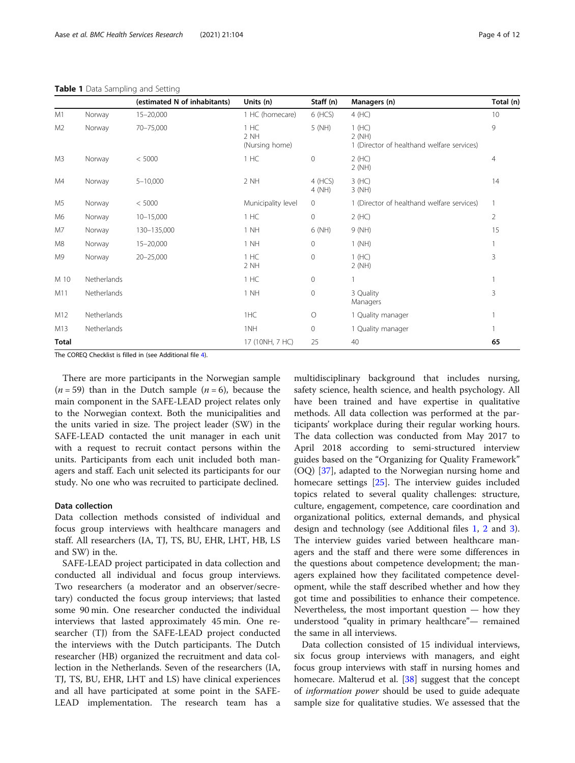**Table 1** Data Sampling and Setting

| | | (estimated N of inhabitants) | Units (n) | Staff (n) | Managers (n) | Total (n) |
|---|---|---|---|---|---|---|
| M1 | Norway | 15–20,000 | 1 HC (homecare) | 6 (HCS) | 4 (HC) | 10 |
| M2 | Norway | 70–75,000 | 1 HC<br>2 NH<br>(Nursing home) | 5 (NH) | 1 (HC)<br>2 (NH)<br>1 (Director of healthand welfare services) | 9 |
| M3 | Norway | < 5000 | 1 HC | 0 | 2 (HC)<br>2 (NH) | 4 |
| M4 | Norway | 5–10,000 | 2 NH | 4 (HCS)<br>4 (NH) | 3 (HC)<br>3 (NH) | 14 |
| M5 | Norway | < 5000 | Municipality level | 0 | 1 (Director of healthand welfare services) | 1 |
| M6 | Norway | 10–15,000 | 1 HC | 0 | 2 (HC) | 2 |
| M7 | Norway | 130–135,000 | 1 NH | 6 (NH) | 9 (NH) | 15 |
| M8 | Norway | 15–20,000 | 1 NH | 0 | 1 (NH) | 1 |
| M9 | Norway | 20–25,000 | 1 HC<br>2 NH | 0 | 1 (HC)<br>2 (NH) | 3 |
| M 10 | Netherlands | | 1 HC | 0 | 1 | 1 |
| M11 | Netherlands | | 1 NH | 0 | 3 Quality Managers | 3 |
| M12 | Netherlands | | 1HC | O | 1 Quality manager | 1 |
| M13 | Netherlands | | 1NH | 0 | 1 Quality manager | 1 |
| **Total** | | | 17 (10NH, 7 HC) | 25 | 40 | **65** |

The COREQ Checklist is filled in (see Additional file 4).

There are more participants in the Norwegian sample ($n = 59$) than in the Dutch sample ($n = 6$), because the main component in the SAFE-LEAD project relates only to the Norwegian context. Both the municipalities and the units varied in size. The project leader (SW) in the SAFE-LEAD contacted the unit manager in each unit with a request to recruit contact persons within the units. Participants from each unit included both managers and staff. Each unit selected its participants for our study. No one who was recruited to participate declined.

### Data collection

Data collection methods consisted of individual and focus group interviews with healthcare managers and staff. All researchers (IA, TJ, TS, BU, EHR, LHT, HB, LS and SW) in the.

SAFE-LEAD project participated in data collection and conducted all individual and focus group interviews. Two researchers (a moderator and an observer/secretary) conducted the focus group interviews; that lasted some 90 min. One researcher conducted the individual interviews that lasted approximately 45 min. One researcher (TJ) from the SAFE-LEAD project conducted the interviews with the Dutch participants. The Dutch researcher (HB) organized the recruitment and data collection in the Netherlands. Seven of the researchers (IA, TJ, TS, BU, EHR, LHT and LS) have clinical experiences and all have participated at some point in the SAFE-LEAD implementation. The research team has a multidisciplinary background that includes nursing, safety science, health science, and health psychology. All have been trained and have expertise in qualitative methods. All data collection was performed at the participants' workplace during their regular working hours. The data collection was conducted from May 2017 to April 2018 according to semi-structured interview guides based on the "Organizing for Quality Framework" (OQ) [37], adapted to the Norwegian nursing home and homecare settings [25]. The interview guides included topics related to several quality challenges: structure, culture, engagement, competence, care coordination and organizational politics, external demands, and physical design and technology (see Additional files 1, 2 and 3). The interview guides varied between healthcare managers and the staff and there were some differences in the questions about competence development; the managers explained how they facilitated competence development, while the staff described whether and how they got time and possibilities to enhance their competence. Nevertheless, the most important question — how they understood "quality in primary healthcare"— remained the same in all interviews.

Data collection consisted of 15 individual interviews, six focus group interviews with managers, and eight focus group interviews with staff in nursing homes and homecare. Malterud et al. [38] suggest that the concept of *information power* should be used to guide adequate sample size for qualitative studies. We assessed that the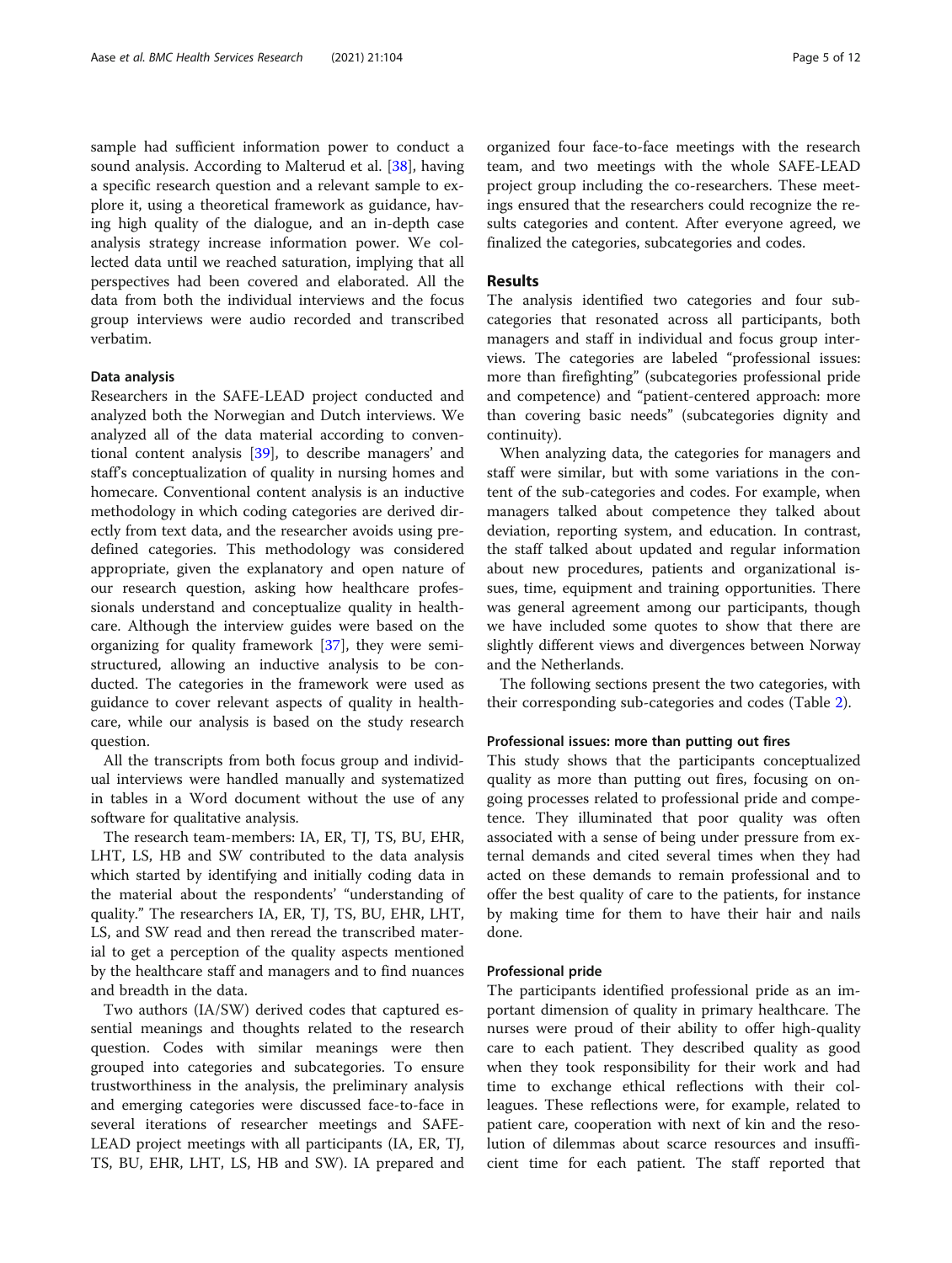sample had sufficient information power to conduct a sound analysis. According to Malterud et al. [38], having a specific research question and a relevant sample to explore it, using a theoretical framework as guidance, having high quality of the dialogue, and an in-depth case analysis strategy increase information power. We collected data until we reached saturation, implying that all perspectives had been covered and elaborated. All the data from both the individual interviews and the focus group interviews were audio recorded and transcribed verbatim.

### Data analysis

Researchers in the SAFE-LEAD project conducted and analyzed both the Norwegian and Dutch interviews. We analyzed all of the data material according to conventional content analysis [39], to describe managers' and staff's conceptualization of quality in nursing homes and homecare. Conventional content analysis is an inductive methodology in which coding categories are derived directly from text data, and the researcher avoids using predefined categories. This methodology was considered appropriate, given the explanatory and open nature of our research question, asking how healthcare professionals understand and conceptualize quality in healthcare. Although the interview guides were based on the organizing for quality framework [37], they were semi-structured, allowing an inductive analysis to be conducted. The categories in the framework were used as guidance to cover relevant aspects of quality in healthcare, while our analysis is based on the study research question.

All the transcripts from both focus group and individual interviews were handled manually and systematized in tables in a Word document without the use of any software for qualitative analysis.

The research team-members: IA, ER, TJ, TS, BU, EHR, LHT, LS, HB and SW contributed to the data analysis which started by identifying and initially coding data in the material about the respondents' "understanding of quality." The researchers IA, ER, TJ, TS, BU, EHR, LHT, LS, and SW read and then reread the transcribed material to get a perception of the quality aspects mentioned by the healthcare staff and managers and to find nuances and breadth in the data.

Two authors (IA/SW) derived codes that captured essential meanings and thoughts related to the research question. Codes with similar meanings were then grouped into categories and subcategories. To ensure trustworthiness in the analysis, the preliminary analysis and emerging categories were discussed face-to-face in several iterations of researcher meetings and SAFE-LEAD project meetings with all participants (IA, ER, TJ, TS, BU, EHR, LHT, LS, HB and SW). IA prepared and organized four face-to-face meetings with the research team, and two meetings with the whole SAFE-LEAD project group including the co-researchers. These meetings ensured that the researchers could recognize the results categories and content. After everyone agreed, we finalized the categories, subcategories and codes.

## Results

The analysis identified two categories and four subcategories that resonated across all participants, both managers and staff in individual and focus group interviews. The categories are labeled "professional issues: more than firefighting" (subcategories professional pride and competence) and "patient-centered approach: more than covering basic needs" (subcategories dignity and continuity).

When analyzing data, the categories for managers and staff were similar, but with some variations in the content of the sub-categories and codes. For example, when managers talked about competence they talked about deviation, reporting system, and education. In contrast, the staff talked about updated and regular information about new procedures, patients and organizational issues, time, equipment and training opportunities. There was general agreement among our participants, though we have included some quotes to show that there are slightly different views and divergences between Norway and the Netherlands.

The following sections present the two categories, with their corresponding sub-categories and codes (Table 2).

### Professional issues: more than putting out fires

This study shows that the participants conceptualized quality as more than putting out fires, focusing on ongoing processes related to professional pride and competence. They illuminated that poor quality was often associated with a sense of being under pressure from external demands and cited several times when they had acted on these demands to remain professional and to offer the best quality of care to the patients, for instance by making time for them to have their hair and nails done.

### Professional pride

The participants identified professional pride as an important dimension of quality in primary healthcare. The nurses were proud of their ability to offer high-quality care to each patient. They described quality as good when they took responsibility for their work and had time to exchange ethical reflections with their colleagues. These reflections were, for example, related to patient care, cooperation with next of kin and the resolution of dilemmas about scarce resources and insufficient time for each patient. The staff reported that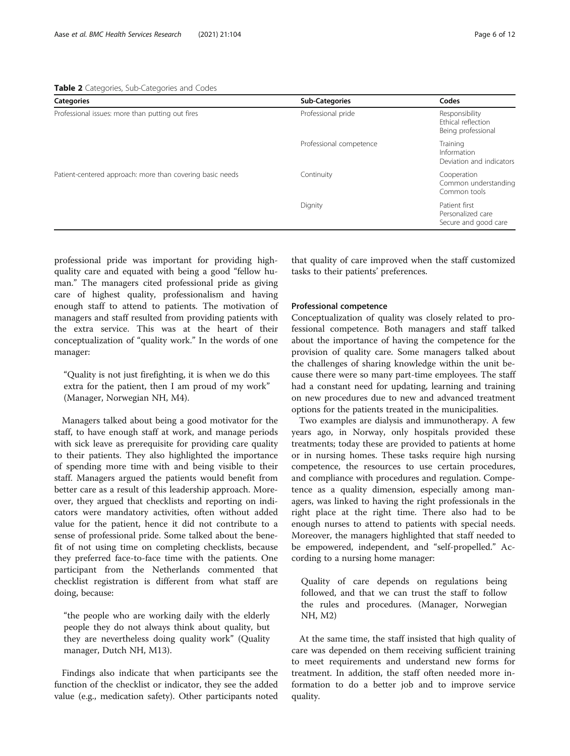**Table 2** Categories, Sub-Categories and Codes

| Categories | Sub-Categories | Codes |
| --- | --- | --- |
| Professional issues: more than putting out fires | Professional pride | Responsibility<br>Ethical reflection<br>Being professional |
| | Professional competence | Training<br>Information<br>Deviation and indicators |
| Patient-centered approach: more than covering basic needs | Continuity | Cooperation<br>Common understanding<br>Common tools |
| | Dignity | Patient first<br>Personalized care<br>Secure and good care |

professional pride was important for providing high-quality care and equated with being a good "fellow human." The managers cited professional pride as giving care of highest quality, professionalism and having enough staff to attend to patients. The motivation of managers and staff resulted from providing patients with the extra service. This was at the heart of their conceptualization of "quality work." In the words of one manager:

> "Quality is not just firefighting, it is when we do this extra for the patient, then I am proud of my work" (Manager, Norwegian NH, M4).

Managers talked about being a good motivator for the staff, to have enough staff at work, and manage periods with sick leave as prerequisite for providing care quality to their patients. They also highlighted the importance of spending more time with and being visible to their staff. Managers argued the patients would benefit from better care as a result of this leadership approach. Moreover, they argued that checklists and reporting on indicators were mandatory activities, often without added value for the patient, hence it did not contribute to a sense of professional pride. Some talked about the benefit of not using time on completing checklists, because they preferred face-to-face time with the patients. One participant from the Netherlands commented that checklist registration is different from what staff are doing, because:

> "the people who are working daily with the elderly people they do not always think about quality, but they are nevertheless doing quality work" (Quality manager, Dutch NH, M13).

Findings also indicate that when participants see the function of the checklist or indicator, they see the added value (e.g., medication safety). Other participants noted that quality of care improved when the staff customized tasks to their patients' preferences.

### Professional competence

Conceptualization of quality was closely related to professional competence. Both managers and staff talked about the importance of having the competence for the provision of quality care. Some managers talked about the challenges of sharing knowledge within the unit because there were so many part-time employees. The staff had a constant need for updating, learning and training on new procedures due to new and advanced treatment options for the patients treated in the municipalities.

Two examples are dialysis and immunotherapy. A few years ago, in Norway, only hospitals provided these treatments; today these are provided to patients at home or in nursing homes. These tasks require high nursing competence, the resources to use certain procedures, and compliance with procedures and regulation. Competence as a quality dimension, especially among managers, was linked to having the right professionals in the right place at the right time. There also had to be enough nurses to attend to patients with special needs. Moreover, the managers highlighted that staff needed to be empowered, independent, and "self-propelled." According to a nursing home manager:

> Quality of care depends on regulations being followed, and that we can trust the staff to follow the rules and procedures. (Manager, Norwegian NH, M2)

At the same time, the staff insisted that high quality of care was depended on them receiving sufficient training to meet requirements and understand new forms for treatment. In addition, the staff often needed more information to do a better job and to improve service quality.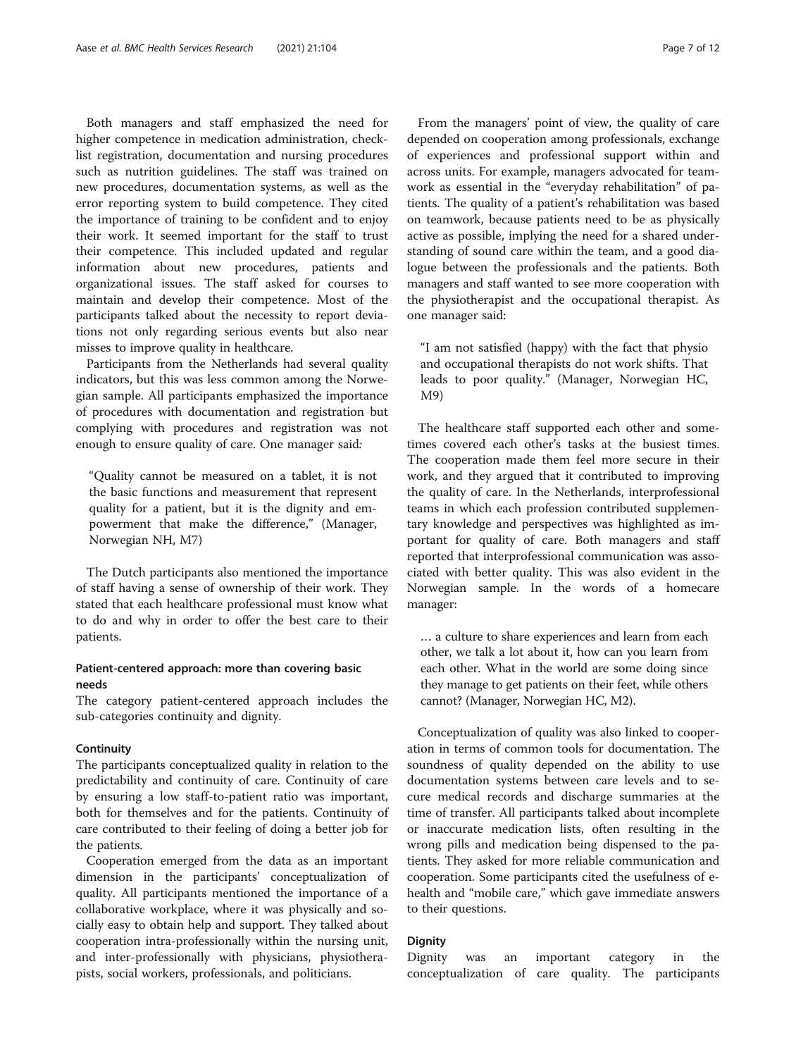Both managers and staff emphasized the need for higher competence in medication administration, checklist registration, documentation and nursing procedures such as nutrition guidelines. The staff was trained on new procedures, documentation systems, as well as the error reporting system to build competence. They cited the importance of training to be confident and to enjoy their work. It seemed important for the staff to trust their competence. This included updated and regular information about new procedures, patients and organizational issues. The staff asked for courses to maintain and develop their competence. Most of the participants talked about the necessity to report deviations not only regarding serious events but also near misses to improve quality in healthcare.

Participants from the Netherlands had several quality indicators, but this was less common among the Norwegian sample. All participants emphasized the importance of procedures with documentation and registration but complying with procedures and registration was not enough to ensure quality of care. One manager said:

> "Quality cannot be measured on a tablet, it is not the basic functions and measurement that represent quality for a patient, but it is the dignity and empowerment that make the difference," (Manager, Norwegian NH, M7)

The Dutch participants also mentioned the importance of staff having a sense of ownership of their work. They stated that each healthcare professional must know what to do and why in order to offer the best care to their patients.

### Patient-centered approach: more than covering basic needs

The category patient-centered approach includes the sub-categories continuity and dignity.

#### Continuity

The participants conceptualized quality in relation to the predictability and continuity of care. Continuity of care by ensuring a low staff-to-patient ratio was important, both for themselves and for the patients. Continuity of care contributed to their feeling of doing a better job for the patients.

Cooperation emerged from the data as an important dimension in the participants' conceptualization of quality. All participants mentioned the importance of a collaborative workplace, where it was physically and socially easy to obtain help and support. They talked about cooperation intra-professionally within the nursing unit, and inter-professionally with physicians, physiotherapists, social workers, professionals, and politicians.

From the managers' point of view, the quality of care depended on cooperation among professionals, exchange of experiences and professional support within and across units. For example, managers advocated for teamwork as essential in the "everyday rehabilitation" of patients. The quality of a patient's rehabilitation was based on teamwork, because patients need to be as physically active as possible, implying the need for a shared understanding of sound care within the team, and a good dialogue between the professionals and the patients. Both managers and staff wanted to see more cooperation with the physiotherapist and the occupational therapist. As one manager said:

> "I am not satisfied (happy) with the fact that physio and occupational therapists do not work shifts. That leads to poor quality." (Manager, Norwegian HC, M9)

The healthcare staff supported each other and sometimes covered each other's tasks at the busiest times. The cooperation made them feel more secure in their work, and they argued that it contributed to improving the quality of care. In the Netherlands, interprofessional teams in which each profession contributed supplementary knowledge and perspectives was highlighted as important for quality of care. Both managers and staff reported that interprofessional communication was associated with better quality. This was also evident in the Norwegian sample. In the words of a homecare manager:

> … a culture to share experiences and learn from each other, we talk a lot about it, how can you learn from each other. What in the world are some doing since they manage to get patients on their feet, while others cannot? (Manager, Norwegian HC, M2).

Conceptualization of quality was also linked to cooperation in terms of common tools for documentation. The soundness of quality depended on the ability to use documentation systems between care levels and to secure medical records and discharge summaries at the time of transfer. All participants talked about incomplete or inaccurate medication lists, often resulting in the wrong pills and medication being dispensed to the patients. They asked for more reliable communication and cooperation. Some participants cited the usefulness of e-health and "mobile care," which gave immediate answers to their questions.

#### Dignity

Dignity was an important category in the conceptualization of care quality. The participants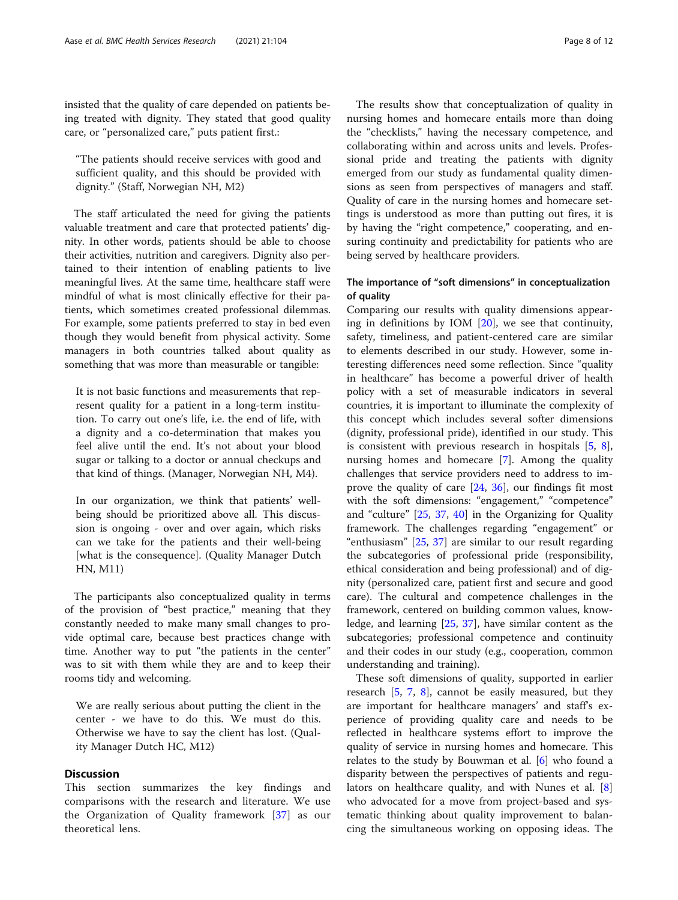insisted that the quality of care depended on patients being treated with dignity. They stated that good quality care, or "personalized care," puts patient first.:

> "The patients should receive services with good and sufficient quality, and this should be provided with dignity." (Staff, Norwegian NH, M2)

The staff articulated the need for giving the patients valuable treatment and care that protected patients' dignity. In other words, patients should be able to choose their activities, nutrition and caregivers. Dignity also pertained to their intention of enabling patients to live meaningful lives. At the same time, healthcare staff were mindful of what is most clinically effective for their patients, which sometimes created professional dilemmas. For example, some patients preferred to stay in bed even though they would benefit from physical activity. Some managers in both countries talked about quality as something that was more than measurable or tangible:

> It is not basic functions and measurements that represent quality for a patient in a long-term institution. To carry out one's life, i.e. the end of life, with a dignity and a co-determination that makes you feel alive until the end. It's not about your blood sugar or talking to a doctor or annual checkups and that kind of things. (Manager, Norwegian NH, M4).

> In our organization, we think that patients' well-being should be prioritized above all. This discussion is ongoing - over and over again, which risks can we take for the patients and their well-being [what is the consequence]. (Quality Manager Dutch HN, M11)

The participants also conceptualized quality in terms of the provision of "best practice," meaning that they constantly needed to make many small changes to provide optimal care, because best practices change with time. Another way to put "the patients in the center" was to sit with them while they are and to keep their rooms tidy and welcoming.

> We are really serious about putting the client in the center - we have to do this. We must do this. Otherwise we have to say the client has lost. (Quality Manager Dutch HC, M12)

## Discussion

This section summarizes the key findings and comparisons with the research and literature. We use the Organization of Quality framework [37] as our theoretical lens.

The results show that conceptualization of quality in nursing homes and homecare entails more than doing the "checklists," having the necessary competence, and collaborating within and across units and levels. Professional pride and treating the patients with dignity emerged from our study as fundamental quality dimensions as seen from perspectives of managers and staff. Quality of care in the nursing homes and homecare settings is understood as more than putting out fires, it is by having the "right competence," cooperating, and ensuring continuity and predictability for patients who are being served by healthcare providers.

### The importance of "soft dimensions" in conceptualization of quality

Comparing our results with quality dimensions appearing in definitions by IOM [20], we see that continuity, safety, timeliness, and patient-centered care are similar to elements described in our study. However, some interesting differences need some reflection. Since "quality in healthcare" has become a powerful driver of health policy with a set of measurable indicators in several countries, it is important to illuminate the complexity of this concept which includes several softer dimensions (dignity, professional pride), identified in our study. This is consistent with previous research in hospitals [5, 8], nursing homes and homecare [7]. Among the quality challenges that service providers need to address to improve the quality of care [24, 36], our findings fit most with the soft dimensions: "engagement," "competence" and "culture" [25, 37, 40] in the Organizing for Quality framework. The challenges regarding "engagement" or "enthusiasm" [25, 37] are similar to our result regarding the subcategories of professional pride (responsibility, ethical consideration and being professional) and of dignity (personalized care, patient first and secure and good care). The cultural and competence challenges in the framework, centered on building common values, knowledge, and learning [25, 37], have similar content as the subcategories; professional competence and continuity and their codes in our study (e.g., cooperation, common understanding and training).

These soft dimensions of quality, supported in earlier research [5, 7, 8], cannot be easily measured, but they are important for healthcare managers' and staff's experience of providing quality care and needs to be reflected in healthcare systems effort to improve the quality of service in nursing homes and homecare. This relates to the study by Bouwman et al. [6] who found a disparity between the perspectives of patients and regulators on healthcare quality, and with Nunes et al. [8] who advocated for a move from project-based and systematic thinking about quality improvement to balancing the simultaneous working on opposing ideas. The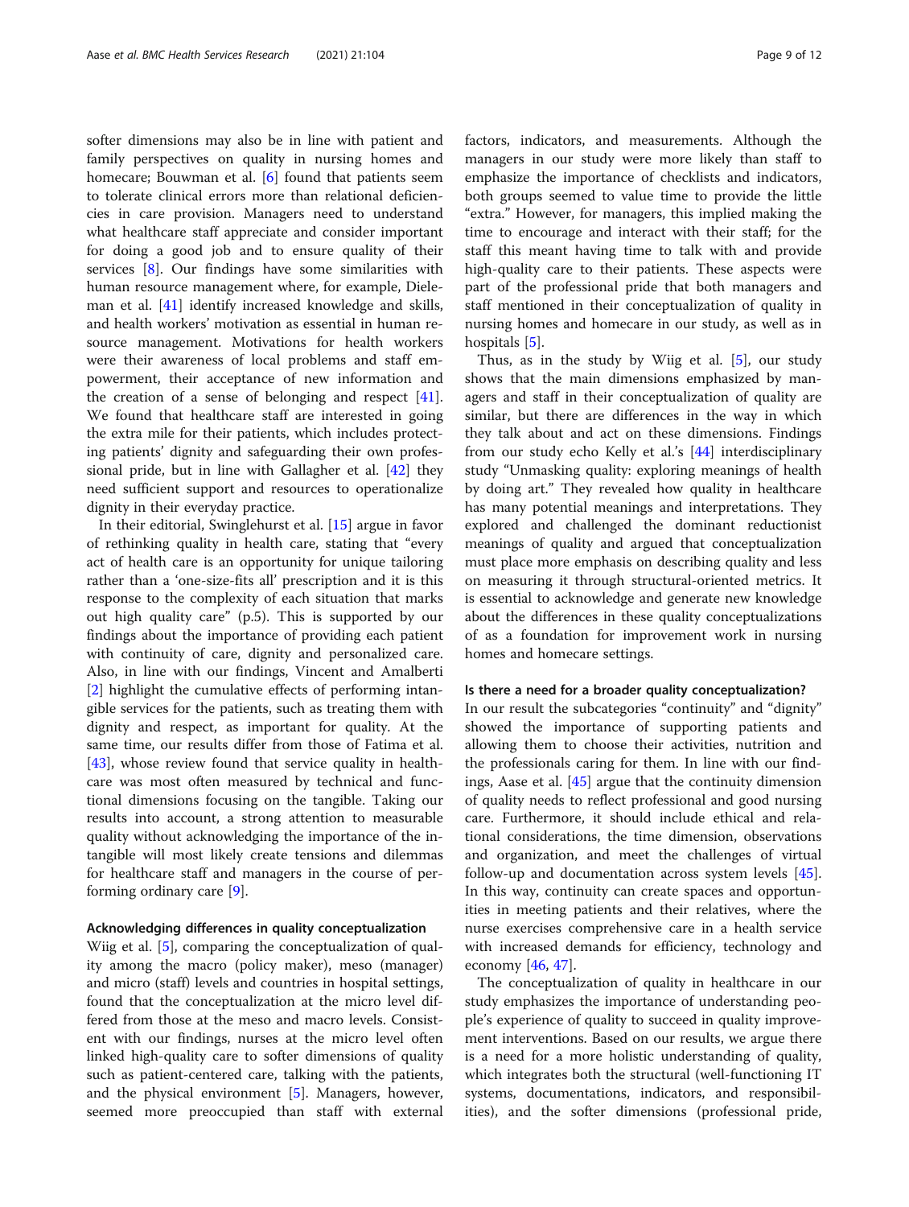softer dimensions may also be in line with patient and family perspectives on quality in nursing homes and homecare; Bouwman et al. [6] found that patients seem to tolerate clinical errors more than relational deficiencies in care provision. Managers need to understand what healthcare staff appreciate and consider important for doing a good job and to ensure quality of their services [8]. Our findings have some similarities with human resource management where, for example, Dieleman et al. [41] identify increased knowledge and skills, and health workers' motivation as essential in human resource management. Motivations for health workers were their awareness of local problems and staff empowerment, their acceptance of new information and the creation of a sense of belonging and respect [41]. We found that healthcare staff are interested in going the extra mile for their patients, which includes protecting patients' dignity and safeguarding their own professional pride, but in line with Gallagher et al. [42] they need sufficient support and resources to operationalize dignity in their everyday practice.

In their editorial, Swinglehurst et al. [15] argue in favor of rethinking quality in health care, stating that "every act of health care is an opportunity for unique tailoring rather than a 'one-size-fits all' prescription and it is this response to the complexity of each situation that marks out high quality care" (p.5). This is supported by our findings about the importance of providing each patient with continuity of care, dignity and personalized care. Also, in line with our findings, Vincent and Amalberti [2] highlight the cumulative effects of performing intangible services for the patients, such as treating them with dignity and respect, as important for quality. At the same time, our results differ from those of Fatima et al. [43], whose review found that service quality in healthcare was most often measured by technical and functional dimensions focusing on the tangible. Taking our results into account, a strong attention to measurable quality without acknowledging the importance of the intangible will most likely create tensions and dilemmas for healthcare staff and managers in the course of performing ordinary care [9].

#### Acknowledging differences in quality conceptualization

Wiig et al. [5], comparing the conceptualization of quality among the macro (policy maker), meso (manager) and micro (staff) levels and countries in hospital settings, found that the conceptualization at the micro level differed from those at the meso and macro levels. Consistent with our findings, nurses at the micro level often linked high-quality care to softer dimensions of quality such as patient-centered care, talking with the patients, and the physical environment [5]. Managers, however, seemed more preoccupied than staff with external factors, indicators, and measurements. Although the managers in our study were more likely than staff to emphasize the importance of checklists and indicators, both groups seemed to value time to provide the little "extra." However, for managers, this implied making the time to encourage and interact with their staff; for the staff this meant having time to talk with and provide high-quality care to their patients. These aspects were part of the professional pride that both managers and staff mentioned in their conceptualization of quality in nursing homes and homecare in our study, as well as in hospitals [5].

Thus, as in the study by Wiig et al. [5], our study shows that the main dimensions emphasized by managers and staff in their conceptualization of quality are similar, but there are differences in the way in which they talk about and act on these dimensions. Findings from our study echo Kelly et al.'s [44] interdisciplinary study "Unmasking quality: exploring meanings of health by doing art." They revealed how quality in healthcare has many potential meanings and interpretations. They explored and challenged the dominant reductionist meanings of quality and argued that conceptualization must place more emphasis on describing quality and less on measuring it through structural-oriented metrics. It is essential to acknowledge and generate new knowledge about the differences in these quality conceptualizations of as a foundation for improvement work in nursing homes and homecare settings.

#### Is there a need for a broader quality conceptualization?

In our result the subcategories "continuity" and "dignity" showed the importance of supporting patients and allowing them to choose their activities, nutrition and the professionals caring for them. In line with our findings, Aase et al. [45] argue that the continuity dimension of quality needs to reflect professional and good nursing care. Furthermore, it should include ethical and relational considerations, the time dimension, observations and organization, and meet the challenges of virtual follow-up and documentation across system levels [45]. In this way, continuity can create spaces and opportunities in meeting patients and their relatives, where the nurse exercises comprehensive care in a health service with increased demands for efficiency, technology and economy [46, 47].

The conceptualization of quality in healthcare in our study emphasizes the importance of understanding people's experience of quality to succeed in quality improvement interventions. Based on our results, we argue there is a need for a more holistic understanding of quality, which integrates both the structural (well-functioning IT systems, documentations, indicators, and responsibilities), and the softer dimensions (professional pride,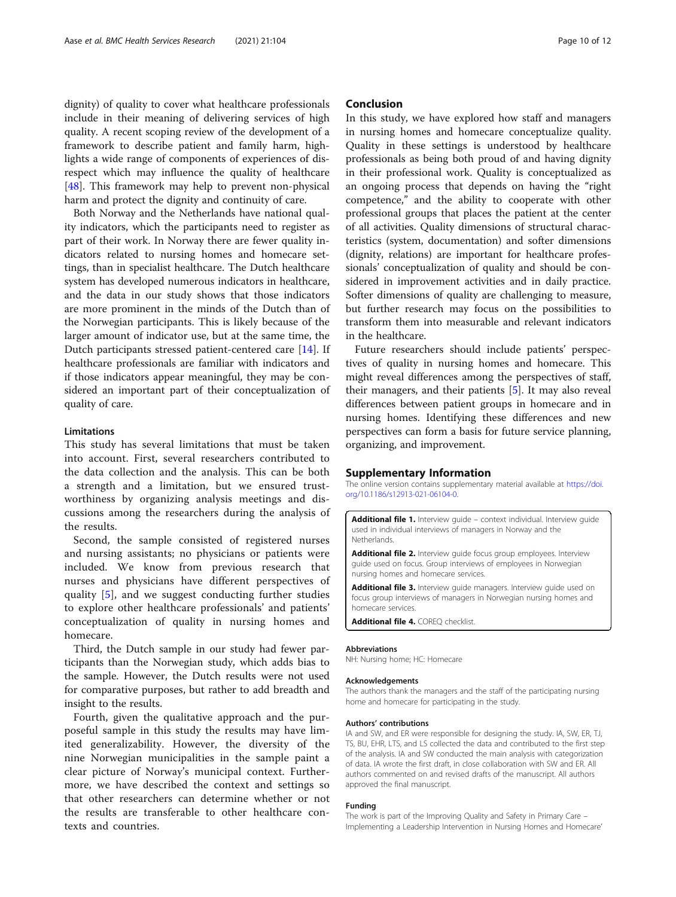dignity) of quality to cover what healthcare professionals include in their meaning of delivering services of high quality. A recent scoping review of the development of a framework to describe patient and family harm, highlights a wide range of components of experiences of disrespect which may influence the quality of healthcare [48]. This framework may help to prevent non-physical harm and protect the dignity and continuity of care.

Both Norway and the Netherlands have national quality indicators, which the participants need to register as part of their work. In Norway there are fewer quality indicators related to nursing homes and homecare settings, than in specialist healthcare. The Dutch healthcare system has developed numerous indicators in healthcare, and the data in our study shows that those indicators are more prominent in the minds of the Dutch than of the Norwegian participants. This is likely because of the larger amount of indicator use, but at the same time, the Dutch participants stressed patient-centered care [14]. If healthcare professionals are familiar with indicators and if those indicators appear meaningful, they may be considered an important part of their conceptualization of quality of care.

### Limitations

This study has several limitations that must be taken into account. First, several researchers contributed to the data collection and the analysis. This can be both a strength and a limitation, but we ensured trustworthiness by organizing analysis meetings and discussions among the researchers during the analysis of the results.

Second, the sample consisted of registered nurses and nursing assistants; no physicians or patients were included. We know from previous research that nurses and physicians have different perspectives of quality [5], and we suggest conducting further studies to explore other healthcare professionals' and patients' conceptualization of quality in nursing homes and homecare.

Third, the Dutch sample in our study had fewer participants than the Norwegian study, which adds bias to the sample. However, the Dutch results were not used for comparative purposes, but rather to add breadth and insight to the results.

Fourth, given the qualitative approach and the purposeful sample in this study the results may have limited generalizability. However, the diversity of the nine Norwegian municipalities in the sample paint a clear picture of Norway's municipal context. Furthermore, we have described the context and settings so that other researchers can determine whether or not the results are transferable to other healthcare contexts and countries.

## Conclusion

In this study, we have explored how staff and managers in nursing homes and homecare conceptualize quality. Quality in these settings is understood by healthcare professionals as being both proud of and having dignity in their professional work. Quality is conceptualized as an ongoing process that depends on having the "right competence," and the ability to cooperate with other professional groups that places the patient at the center of all activities. Quality dimensions of structural characteristics (system, documentation) and softer dimensions (dignity, relations) are important for healthcare professionals' conceptualization of quality and should be considered in improvement activities and in daily practice. Softer dimensions of quality are challenging to measure, but further research may focus on the possibilities to transform them into measurable and relevant indicators in the healthcare.

Future researchers should include patients' perspectives of quality in nursing homes and homecare. This might reveal differences among the perspectives of staff, their managers, and their patients [5]. It may also reveal differences between patient groups in homecare and in nursing homes. Identifying these differences and new perspectives can form a basis for future service planning, organizing, and improvement.

## Supplementary Information

The online version contains supplementary material available at https://doi.org/10.1186/s12913-021-06104-0.

**Additional file 1.** Interview guide – context individual. Interview guide used in individual interviews of managers in Norway and the Netherlands.

**Additional file 2.** Interview guide focus group employees. Interview guide used on focus. Group interviews of employees in Norwegian nursing homes and homecare services.

**Additional file 3.** Interview guide managers. Interview guide used on focus group interviews of managers in Norwegian nursing homes and homecare services.

**Additional file 4.** COREQ checklist.

#### Abbreviations

NH: Nursing home; HC: Homecare

#### Acknowledgements

The authors thank the managers and the staff of the participating nursing home and homecare for participating in the study.

#### Authors' contributions

IA and SW, and ER were responsible for designing the study. IA, SW, ER, TJ, TS, BU, EHR, LTS, and LS collected the data and contributed to the first step of the analysis. IA and SW conducted the main analysis with categorization of data. IA wrote the first draft, in close collaboration with SW and ER. All authors commented on and revised drafts of the manuscript. All authors approved the final manuscript.

#### Funding

The work is part of the Improving Quality and Safety in Primary Care – Implementing a Leadership Intervention in Nursing Homes and Homecare'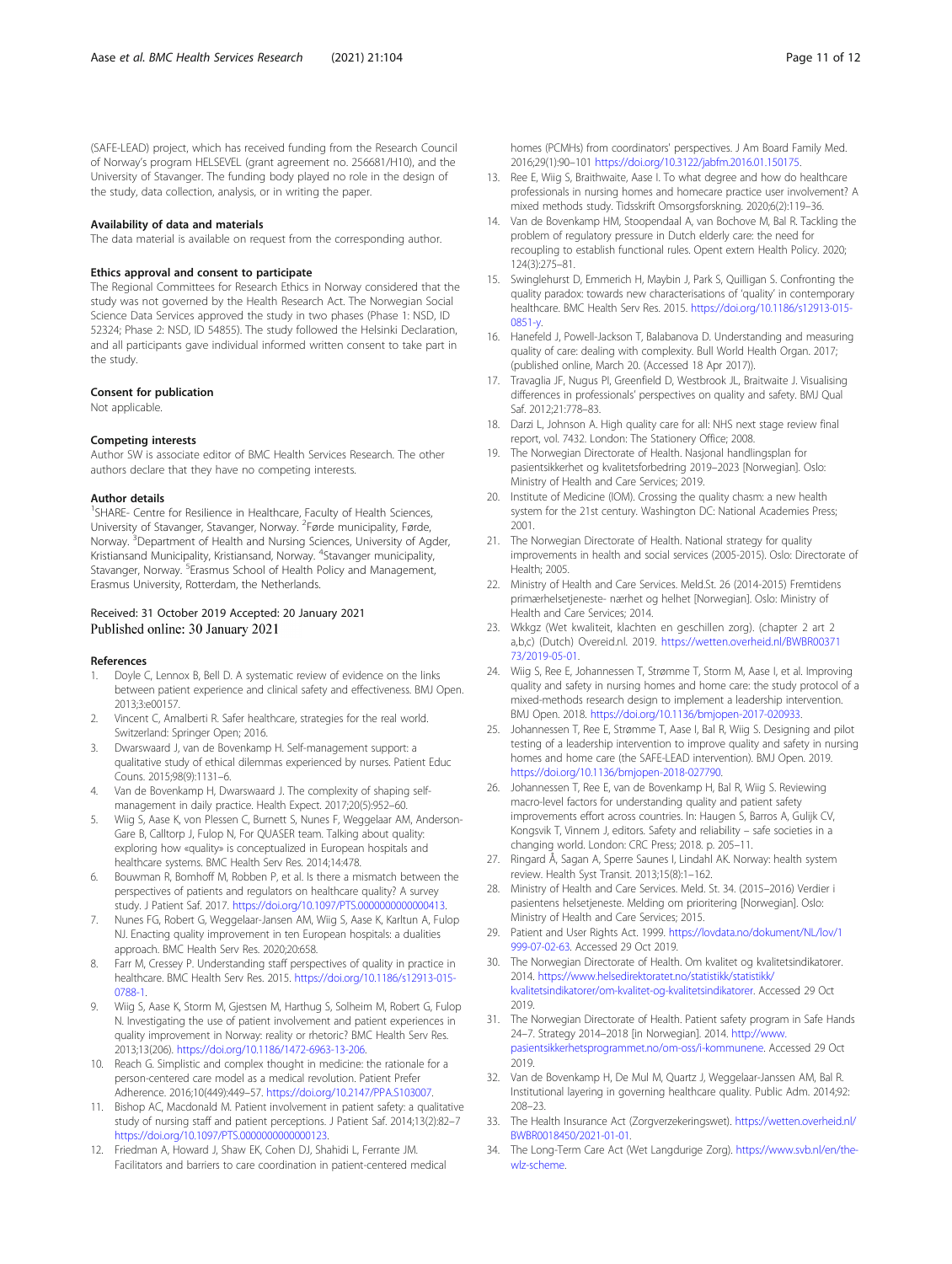(SAFE-LEAD) project, which has received funding from the Research Council of Norway's program HELSEVEL (grant agreement no. 256681/H10), and the University of Stavanger. The funding body played no role in the design of the study, data collection, analysis, or in writing the paper.

### Availability of data and materials

The data material is available on request from the corresponding author.

### Ethics approval and consent to participate

The Regional Committees for Research Ethics in Norway considered that the study was not governed by the Health Research Act. The Norwegian Social Science Data Services approved the study in two phases (Phase 1: NSD, ID 52324; Phase 2: NSD, ID 54855). The study followed the Helsinki Declaration, and all participants gave individual informed written consent to take part in the study.

### Consent for publication

Not applicable.

### Competing interests

Author SW is associate editor of BMC Health Services Research. The other authors declare that they have no competing interests.

### Author details

[1]SHARE- Centre for Resilience in Healthcare, Faculty of Health Sciences, University of Stavanger, Stavanger, Norway. [2]Førde municipality, Førde, Norway. [3]Department of Health and Nursing Sciences, University of Agder, Kristiansand Municipality, Kristiansand, Norway. [4]Stavanger municipality, Stavanger, Norway. [5]Erasmus School of Health Policy and Management, Erasmus University, Rotterdam, the Netherlands.

Received: 31 October 2019 Accepted: 20 January 2021
Published online: 30 January 2021

### References

1. Doyle C, Lennox B, Bell D. A systematic review of evidence on the links between patient experience and clinical safety and effectiveness. BMJ Open. 2013;3:e00157.
2. Vincent C, Amalberti R. Safer healthcare, strategies for the real world. Switzerland: Springer Open; 2016.
3. Dwarswaard J, van de Bovenkamp H. Self-management support: a qualitative study of ethical dilemmas experienced by nurses. Patient Educ Couns. 2015;98(9):1131–6.
4. Van de Bovenkamp H, Dwarswaard J. The complexity of shaping self-management in daily practice. Health Expect. 2017;20(5):952–60.
5. Wiig S, Aase K, von Plessen C, Burnett S, Nunes F, Weggelaar AM, Anderson-Gare B, Calltorp J, Fulop N, For QUASER team. Talking about quality: exploring how «quality» is conceptualized in European hospitals and healthcare systems. BMC Health Serv Res. 2014;14:478.
6. Bouwman R, Bomhoff M, Robben P, et al. Is there a mismatch between the perspectives of patients and regulators on healthcare quality? A survey study. J Patient Saf. 2017. https://doi.org/10.1097/PTS.0000000000000413.
7. Nunes FG, Robert G, Weggelaar-Jansen AM, Wiig S, Aase K, Karltun A, Fulop NJ. Enacting quality improvement in ten European hospitals: a dualities approach. BMC Health Serv Res. 2020;20:658.
8. Farr M, Cressey P. Understanding staff perspectives of quality in practice in healthcare. BMC Health Serv Res. 2015. https://doi.org/10.1186/s12913-015-0788-1.
9. Wiig S, Aase K, Storm M, Gjestsen M, Harthug S, Solheim M, Robert G, Fulop N. Investigating the use of patient involvement and patient experiences in quality improvement in Norway: reality or rhetoric? BMC Health Serv Res. 2013;13(206). https://doi.org/10.1186/1472-6963-13-206.
10. Reach G. Simplistic and complex thought in medicine: the rationale for a person-centered care model as a medical revolution. Patient Prefer Adherence. 2016;10(449):449–57. https://doi.org/10.2147/PPA.S103007.
11. Bishop AC, Macdonald M. Patient involvement in patient safety: a qualitative study of nursing staff and patient perceptions. J Patient Saf. 2014;13(2):82–7 https://doi.org/10.1097/PTS.0000000000000123.
12. Friedman A, Howard J, Shaw EK, Cohen DJ, Shahidi L, Ferrante JM. Facilitators and barriers to care coordination in patient-centered medical homes (PCMHs) from coordinators' perspectives. J Am Board Family Med. 2016;29(1):90–101 https://doi.org/10.3122/jabfm.2016.01.150175.
13. Ree E, Wiig S, Braithwaite, Aase I. To what degree and how do healthcare professionals in nursing homes and homecare practice user involvement? A mixed methods study. Tidsskrift Omsorgsforskning. 2020;6(2):119–36.
14. Van de Bovenkamp HM, Stoopendaal A, van Bochove M, Bal R. Tackling the problem of regulatory pressure in Dutch elderly care: the need for recoupling to establish functional rules. Opent extern Health Policy. 2020; 124(3):275–81.
15. Swinglehurst D, Emmerich H, Maybin J, Park S, Quilligan S. Confronting the quality paradox: towards new characterisations of 'quality' in contemporary healthcare. BMC Health Serv Res. 2015. https://doi.org/10.1186/s12913-015-0851-y.
16. Hanefeld J, Powell-Jackson T, Balabanova D. Understanding and measuring quality of care: dealing with complexity. Bull World Health Organ. 2017; (published online, March 20. (Accessed 18 Apr 2017)).
17. Travaglia JF, Nugus PI, Greenfield D, Westbrook JL, Braitwaite J. Visualising differences in professionals' perspectives on quality and safety. BMJ Qual Saf. 2012;21:778–83.
18. Darzi L, Johnson A. High quality care for all: NHS next stage review final report, vol. 7432. London: The Stationery Office; 2008.
19. The Norwegian Directorate of Health. Nasjonal handlingsplan for pasientsikkerhet og kvalitetsforbedring 2019–2023 [Norwegian]. Oslo: Ministry of Health and Care Services; 2019.
20. Institute of Medicine (IOM). Crossing the quality chasm: a new health system for the 21st century. Washington DC: National Academies Press; 2001.
21. The Norwegian Directorate of Health. National strategy for quality improvements in health and social services (2005-2015). Oslo: Directorate of Health; 2005.
22. Ministry of Health and Care Services. Meld.St. 26 (2014-2015) Fremtidens primærhelsetjeneste- nærhet og helhet [Norwegian]. Oslo: Ministry of Health and Care Services; 2014.
23. Wkkgz (Wet kwaliteit, klachten en geschillen zorg). (chapter 2 art 2 a,b,c) (Dutch) Overeid.nl. 2019. https://wetten.overheid.nl/BWBR0037173/2019-05-01.
24. Wiig S, Ree E, Johannessen T, Strømme T, Storm M, Aase I, et al. Improving quality and safety in nursing homes and home care: the study protocol of a mixed-methods research design to implement a leadership intervention. BMJ Open. 2018. https://doi.org/10.1136/bmjopen-2017-020933.
25. Johannessen T, Ree E, Strømme T, Aase I, Bal R, Wiig S. Designing and pilot testing of a leadership intervention to improve quality and safety in nursing homes and home care (the SAFE-LEAD intervention). BMJ Open. 2019. https://doi.org/10.1136/bmjopen-2018-027790.
26. Johannessen T, Ree E, van de Bovenkamp H, Bal R, Wiig S. Reviewing macro-level factors for understanding quality and patient safety improvements effort across countries. In: Haugen S, Barros A, Gulijk CV, Kongsvik T, Vinnem J, editors. Safety and reliability – safe societies in a changing world. London: CRC Press; 2018. p. 205–11.
27. Ringard Å, Sagan A, Sperre Saunes I, Lindahl AK. Norway: health system review. Health Syst Transit. 2013;15(8):1–162.
28. Ministry of Health and Care Services. Meld. St. 34. (2015–2016) Verdier i pasientens helsetjeneste. Melding om prioritering [Norwegian]. Oslo: Ministry of Health and Care Services; 2015.
29. Patient and User Rights Act. 1999. https://lovdata.no/dokument/NL/lov/1999-07-02-63. Accessed 29 Oct 2019.
30. The Norwegian Directorate of Health. Om kvalitet og kvalitetsindikatorer. 2014. https://www.helsedirektoratet.no/statistikk/statistikk/kvalitetsindikatorer/om-kvalitet-og-kvalitetsindikatorer. Accessed 29 Oct 2019.
31. The Norwegian Directorate of Health. Patient safety program in Safe Hands 24–7. Strategy 2014–2018 [in Norwegian]. 2014. http://www.pasientsikkerhetsprogrammet.no/om-oss/i-kommunene. Accessed 29 Oct 2019.
32. Van de Bovenkamp H, De Mul M, Quartz J, Weggelaar-Janssen AM, Bal R. Institutional layering in governing healthcare quality. Public Adm. 2014;92: 208–23.
33. The Health Insurance Act (Zorgverzekeringswet). https://wetten.overheid.nl/BWBR0018450/2021-01-01.
34. The Long-Term Care Act (Wet Langdurige Zorg). https://www.svb.nl/en/the-wlz-scheme.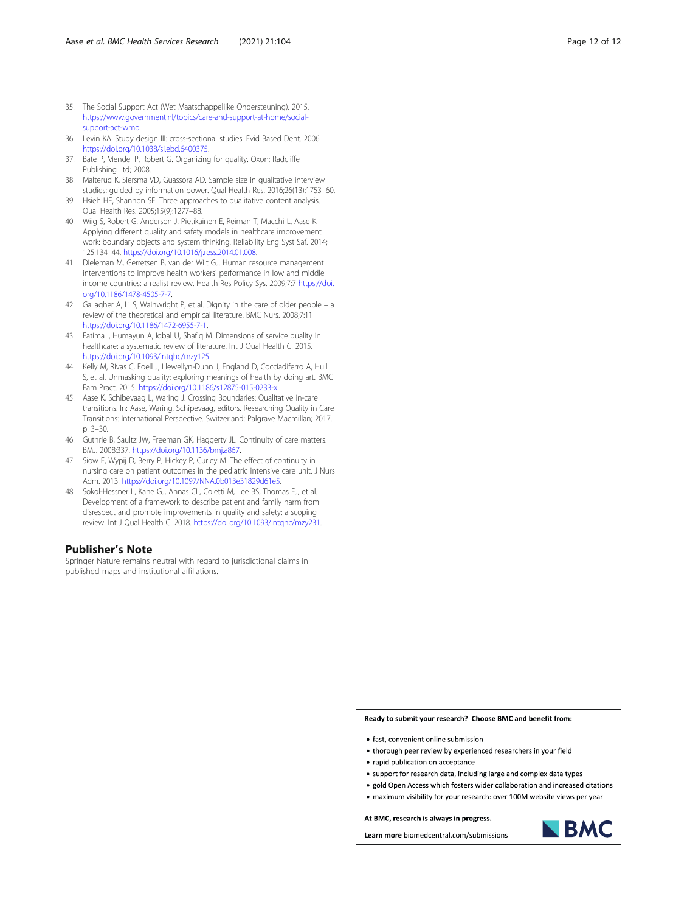35. The Social Support Act (Wet Maatschappelijke Ondersteuning). 2015. https://www.government.nl/topics/care-and-support-at-home/social-support-act-wmo.
36. Levin KA. Study design III: cross-sectional studies. Evid Based Dent. 2006. https://doi.org/10.1038/sj.ebd.6400375.
37. Bate P, Mendel P, Robert G. Organizing for quality. Oxon: Radcliffe Publishing Ltd; 2008.
38. Malterud K, Siersma VD, Guassora AD. Sample size in qualitative interview studies: guided by information power. Qual Health Res. 2016;26(13):1753–60.
39. Hsieh HF, Shannon SE. Three approaches to qualitative content analysis. Qual Health Res. 2005;15(9):1277–88.
40. Wiig S, Robert G, Anderson J, Pietikainen E, Reiman T, Macchi L, Aase K. Applying different quality and safety models in healthcare improvement work: boundary objects and system thinking. Reliability Eng Syst Saf. 2014; 125:134–44. https://doi.org/10.1016/j.ress.2014.01.008.
41. Dieleman M, Gerretsen B, van der Wilt GJ. Human resource management interventions to improve health workers' performance in low and middle income countries: a realist review. Health Res Policy Sys. 2009;7:7 https://doi.org/10.1186/1478-4505-7-7.
42. Gallagher A, Li S, Wainwright P, et al. Dignity in the care of older people – a review of the theoretical and empirical literature. BMC Nurs. 2008;7:11 https://doi.org/10.1186/1472-6955-7-1.
43. Fatima I, Humayun A, Iqbal U, Shafiq M. Dimensions of service quality in healthcare: a systematic review of literature. Int J Qual Health C. 2015. https://doi.org/10.1093/intqhc/mzy125.
44. Kelly M, Rivas C, Foell J, Llewellyn-Dunn J, England D, Cocciadiferro A, Hull S, et al. Unmasking quality: exploring meanings of health by doing art. BMC Fam Pract. 2015. https://doi.org/10.1186/s12875-015-0233-x.
45. Aase K, Schibevaag L, Waring J. Crossing Boundaries: Qualitative in-care transitions. In: Aase, Waring, Schipevaag, editors. Researching Quality in Care Transitions: International Perspective. Switzerland: Palgrave Macmillan; 2017. p. 3–30.
46. Guthrie B, Saultz JW, Freeman GK, Haggerty JL. Continuity of care matters. BMJ. 2008;337. https://doi.org/10.1136/bmj.a867.
47. Siow E, Wypij D, Berry P, Hickey P, Curley M. The effect of continuity in nursing care on patient outcomes in the pediatric intensive care unit. J Nurs Adm. 2013. https://doi.org/10.1097/NNA.0b013e31829d61e5.
48. Sokol-Hessner L, Kane GJ, Annas CL, Coletti M, Lee BS, Thomas EJ, et al. Development of a framework to describe patient and family harm from disrespect and promote improvements in quality and safety: a scoping review. Int J Qual Health C. 2018. https://doi.org/10.1093/intqhc/mzy231.

## Publisher's Note

Springer Nature remains neutral with regard to jurisdictional claims in published maps and institutional affiliations.

**Ready to submit your research? Choose BMC and benefit from:**

- fast, convenient online submission
- thorough peer review by experienced researchers in your field
- rapid publication on acceptance
- support for research data, including large and complex data types
- gold Open Access which fosters wider collaboration and increased citations
- maximum visibility for your research: over 100M website views per year

**At BMC, research is always in progress.**

**Learn more** biomedcentral.com/submissions

BMC